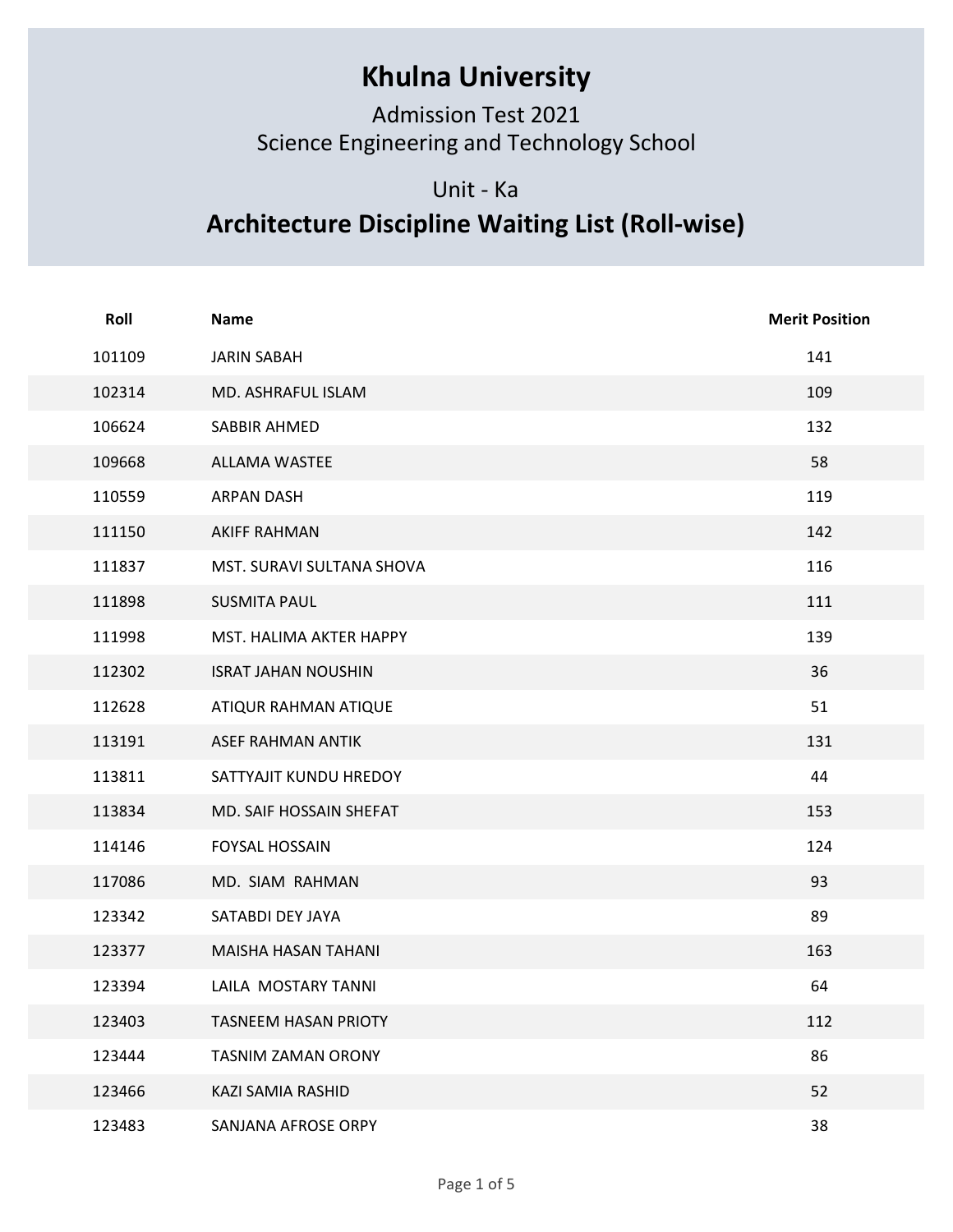# Khulna University

Admission Test 2021
Science Engineering and Technology School

Unit - Ka

## Architecture Discipline Waiting List (Roll-wise)

| Roll | Name | Merit Position |
|---|---|---|
| 101109 | JARIN SABAH | 141 |
| 102314 | MD. ASHRAFUL ISLAM | 109 |
| 106624 | SABBIR AHMED | 132 |
| 109668 | ALLAMA WASTEE | 58 |
| 110559 | ARPAN DASH | 119 |
| 111150 | AKIFF RAHMAN | 142 |
| 111837 | MST. SURAVI SULTANA SHOVA | 116 |
| 111898 | SUSMITA PAUL | 111 |
| 111998 | MST. HALIMA AKTER HAPPY | 139 |
| 112302 | ISRAT JAHAN NOUSHIN | 36 |
| 112628 | ATIQUR RAHMAN ATIQUE | 51 |
| 113191 | ASEF RAHMAN ANTIK | 131 |
| 113811 | SATTYAJIT KUNDU HREDOY | 44 |
| 113834 | MD. SAIF HOSSAIN SHEFAT | 153 |
| 114146 | FOYSAL HOSSAIN | 124 |
| 117086 | MD. SIAM RAHMAN | 93 |
| 123342 | SATABDI DEY JAYA | 89 |
| 123377 | MAISHA HASAN TAHANI | 163 |
| 123394 | LAILA MOSTARY TANNI | 64 |
| 123403 | TASNEEM HASAN PRIOTY | 112 |
| 123444 | TASNIM ZAMAN ORONY | 86 |
| 123466 | KAZI SAMIA RASHID | 52 |
| 123483 | SANJANA AFROSE ORPY | 38 |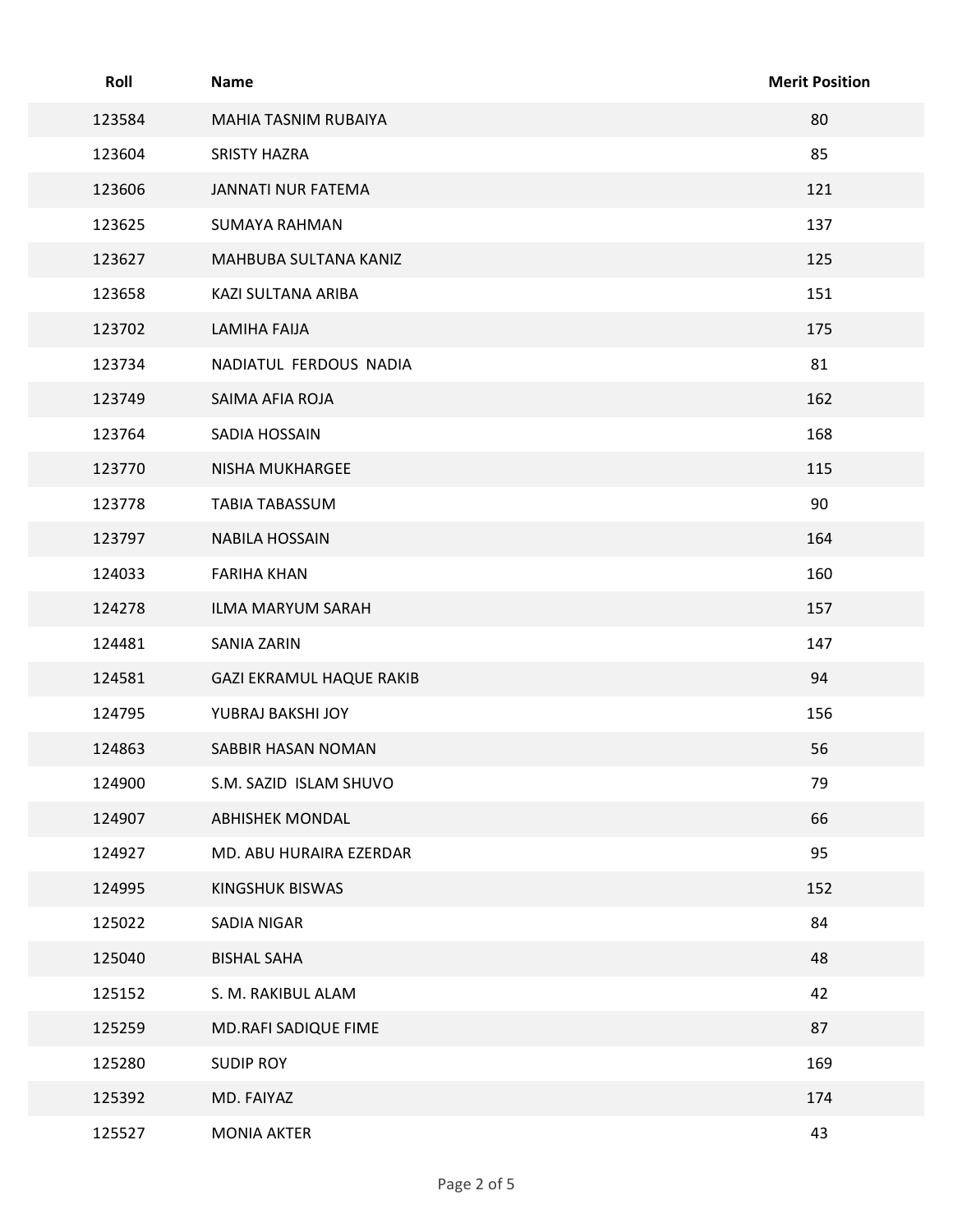| Roll | Name | Merit Position |
| --- | --- | --- |
| 123584 | MAHIA TASNIM RUBAIYA | 80 |
| 123604 | SRISTY HAZRA | 85 |
| 123606 | JANNATI NUR FATEMA | 121 |
| 123625 | SUMAYA RAHMAN | 137 |
| 123627 | MAHBUBA SULTANA KANIZ | 125 |
| 123658 | KAZI SULTANA ARIBA | 151 |
| 123702 | LAMIHA FAIJA | 175 |
| 123734 | NADIATUL FERDOUS NADIA | 81 |
| 123749 | SAIMA AFIA ROJA | 162 |
| 123764 | SADIA HOSSAIN | 168 |
| 123770 | NISHA MUKHARGEE | 115 |
| 123778 | TABIA TABASSUM | 90 |
| 123797 | NABILA HOSSAIN | 164 |
| 124033 | FARIHA KHAN | 160 |
| 124278 | ILMA MARYUM SARAH | 157 |
| 124481 | SANIA ZARIN | 147 |
| 124581 | GAZI EKRAMUL HAQUE RAKIB | 94 |
| 124795 | YUBRAJ BAKSHI JOY | 156 |
| 124863 | SABBIR HASAN NOMAN | 56 |
| 124900 | S.M. SAZID ISLAM SHUVO | 79 |
| 124907 | ABHISHEK MONDAL | 66 |
| 124927 | MD. ABU HURAIRA EZERDAR | 95 |
| 124995 | KINGSHUK BISWAS | 152 |
| 125022 | SADIA NIGAR | 84 |
| 125040 | BISHAL SAHA | 48 |
| 125152 | S. M. RAKIBUL ALAM | 42 |
| 125259 | MD.RAFI SADIQUE FIME | 87 |
| 125280 | SUDIP ROY | 169 |
| 125392 | MD. FAIYAZ | 174 |
| 125527 | MONIA AKTER | 43 |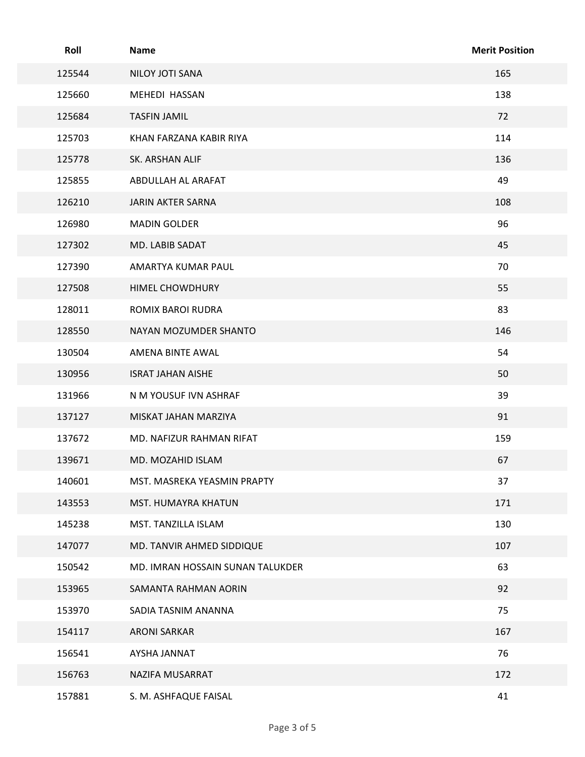| Roll | Name | Merit Position |
|---|---|---|
| 125544 | NILOY JOTI SANA | 165 |
| 125660 | MEHEDI  HASSAN | 138 |
| 125684 | TASFIN JAMIL | 72 |
| 125703 | KHAN FARZANA KABIR RIYA | 114 |
| 125778 | SK. ARSHAN ALIF | 136 |
| 125855 | ABDULLAH AL ARAFAT | 49 |
| 126210 | JARIN AKTER SARNA | 108 |
| 126980 | MADIN GOLDER | 96 |
| 127302 | MD. LABIB SADAT | 45 |
| 127390 | AMARTYA KUMAR PAUL | 70 |
| 127508 | HIMEL CHOWDHURY | 55 |
| 128011 | ROMIX BAROI RUDRA | 83 |
| 128550 | NAYAN MOZUMDER SHANTO | 146 |
| 130504 | AMENA BINTE AWAL | 54 |
| 130956 | ISRAT JAHAN AISHE | 50 |
| 131966 | N M YOUSUF IVN ASHRAF | 39 |
| 137127 | MISKAT JAHAN MARZIYA | 91 |
| 137672 | MD. NAFIZUR RAHMAN RIFAT | 159 |
| 139671 | MD. MOZAHID ISLAM | 67 |
| 140601 | MST. MASREKA YEASMIN PRAPTY | 37 |
| 143553 | MST. HUMAYRA KHATUN | 171 |
| 145238 | MST. TANZILLA ISLAM | 130 |
| 147077 | MD. TANVIR AHMED SIDDIQUE | 107 |
| 150542 | MD. IMRAN HOSSAIN SUNAN TALUKDER | 63 |
| 153965 | SAMANTA RAHMAN AORIN | 92 |
| 153970 | SADIA TASNIM ANANNA | 75 |
| 154117 | ARONI SARKAR | 167 |
| 156541 | AYSHA JANNAT | 76 |
| 156763 | NAZIFA MUSARRAT | 172 |
| 157881 | S. M. ASHFAQUE FAISAL | 41 |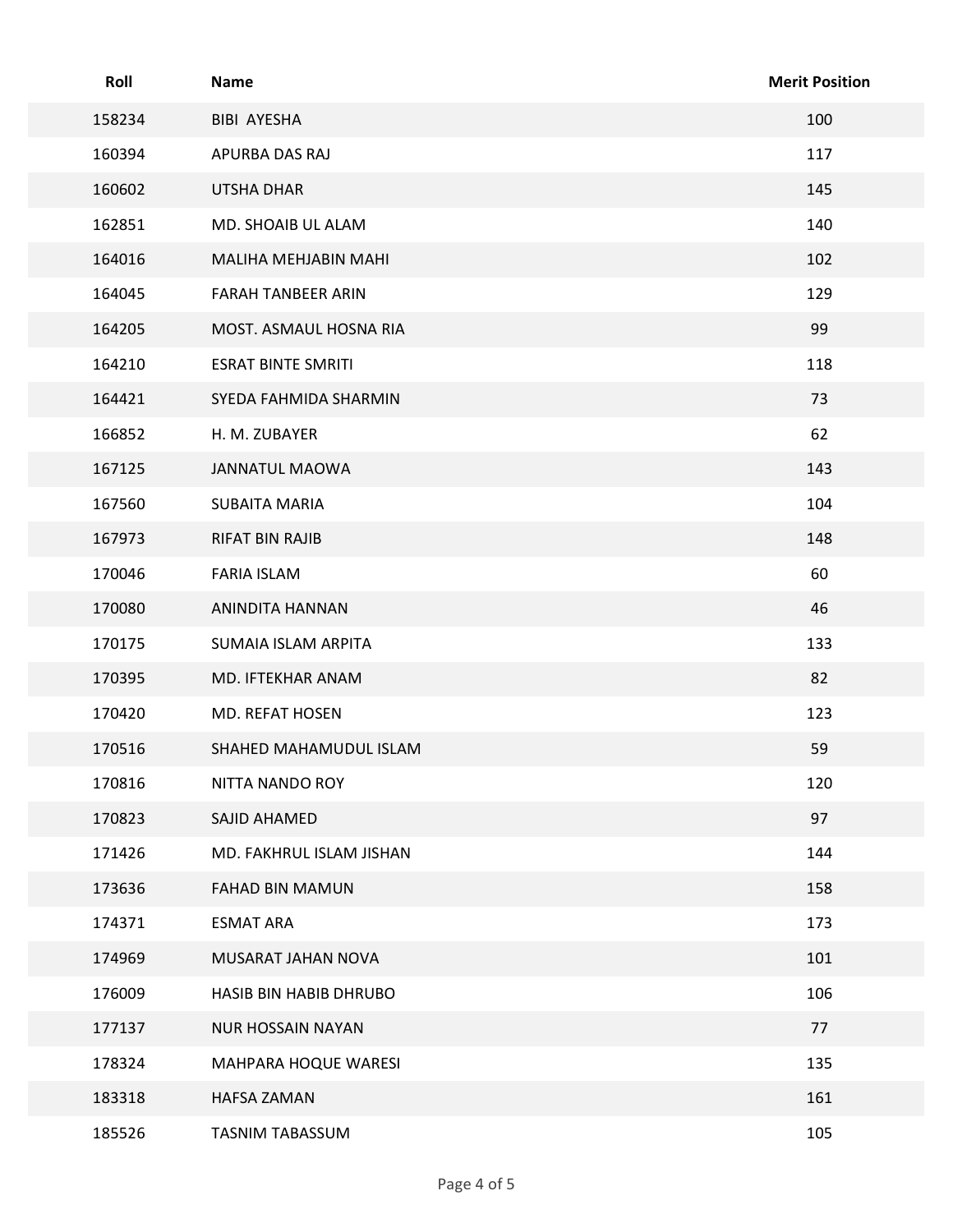| Roll | Name | Merit Position |
| --- | --- | --- |
| 158234 | BIBI AYESHA | 100 |
| 160394 | APURBA DAS RAJ | 117 |
| 160602 | UTSHA DHAR | 145 |
| 162851 | MD. SHOAIB UL ALAM | 140 |
| 164016 | MALIHA MEHJABIN MAHI | 102 |
| 164045 | FARAH TANBEER ARIN | 129 |
| 164205 | MOST. ASMAUL HOSNA RIA | 99 |
| 164210 | ESRAT BINTE SMRITI | 118 |
| 164421 | SYEDA FAHMIDA SHARMIN | 73 |
| 166852 | H. M. ZUBAYER | 62 |
| 167125 | JANNATUL MAOWA | 143 |
| 167560 | SUBAITA MARIA | 104 |
| 167973 | RIFAT BIN RAJIB | 148 |
| 170046 | FARIA ISLAM | 60 |
| 170080 | ANINDITA HANNAN | 46 |
| 170175 | SUMAIA ISLAM ARPITA | 133 |
| 170395 | MD. IFTEKHAR ANAM | 82 |
| 170420 | MD. REFAT HOSEN | 123 |
| 170516 | SHAHED MAHAMUDUL ISLAM | 59 |
| 170816 | NITTA NANDO ROY | 120 |
| 170823 | SAJID AHAMED | 97 |
| 171426 | MD. FAKHRUL ISLAM JISHAN | 144 |
| 173636 | FAHAD BIN MAMUN | 158 |
| 174371 | ESMAT ARA | 173 |
| 174969 | MUSARAT JAHAN NOVA | 101 |
| 176009 | HASIB BIN HABIB DHRUBO | 106 |
| 177137 | NUR HOSSAIN NAYAN | 77 |
| 178324 | MAHPARA HOQUE WARESI | 135 |
| 183318 | HAFSA ZAMAN | 161 |
| 185526 | TASNIM TABASSUM | 105 |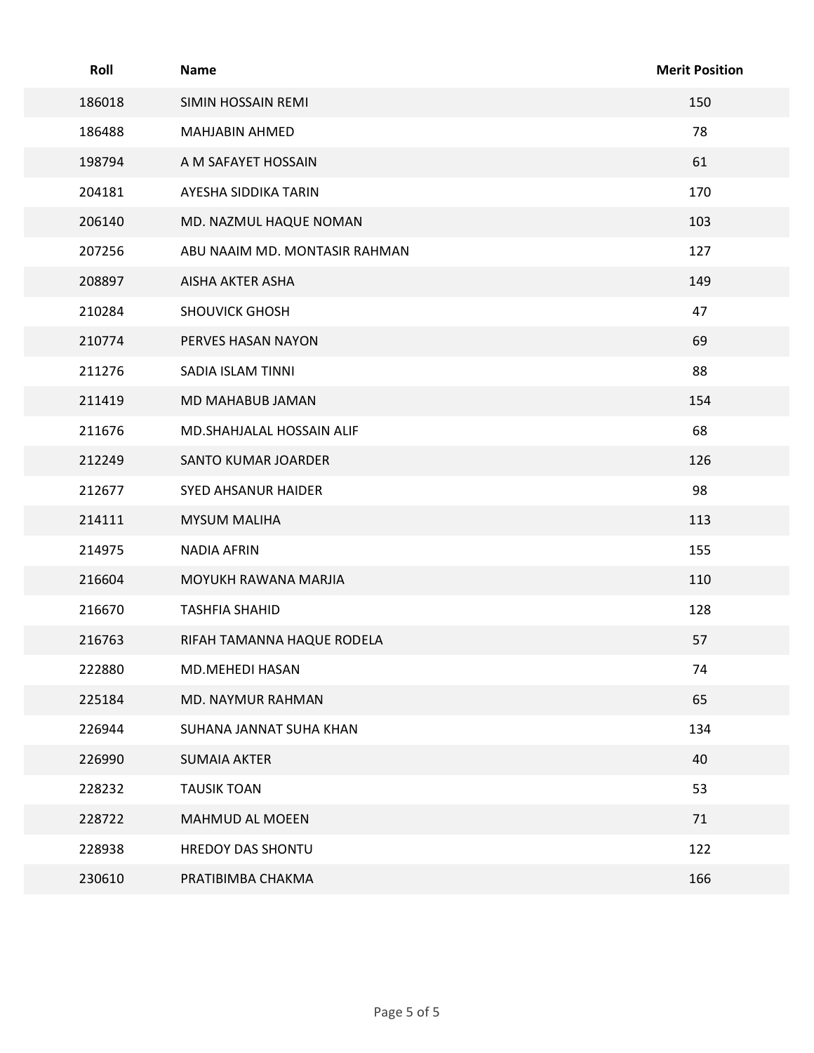| Roll | Name | Merit Position |
|---|---|---|
| 186018 | SIMIN HOSSAIN REMI | 150 |
| 186488 | MAHJABIN AHMED | 78 |
| 198794 | A M SAFAYET HOSSAIN | 61 |
| 204181 | AYESHA SIDDIKA TARIN | 170 |
| 206140 | MD. NAZMUL HAQUE NOMAN | 103 |
| 207256 | ABU NAAIM MD. MONTASIR RAHMAN | 127 |
| 208897 | AISHA AKTER ASHA | 149 |
| 210284 | SHOUVICK GHOSH | 47 |
| 210774 | PERVES HASAN NAYON | 69 |
| 211276 | SADIA ISLAM TINNI | 88 |
| 211419 | MD MAHABUB JAMAN | 154 |
| 211676 | MD.SHAHJALAL HOSSAIN ALIF | 68 |
| 212249 | SANTO KUMAR JOARDER | 126 |
| 212677 | SYED AHSANUR HAIDER | 98 |
| 214111 | MYSUM MALIHA | 113 |
| 214975 | NADIA AFRIN | 155 |
| 216604 | MOYUKH RAWANA MARJIA | 110 |
| 216670 | TASHFIA SHAHID | 128 |
| 216763 | RIFAH TAMANNA HAQUE RODELA | 57 |
| 222880 | MD.MEHEDI HASAN | 74 |
| 225184 | MD. NAYMUR RAHMAN | 65 |
| 226944 | SUHANA JANNAT SUHA KHAN | 134 |
| 226990 | SUMAIA AKTER | 40 |
| 228232 | TAUSIK TOAN | 53 |
| 228722 | MAHMUD AL MOEEN | 71 |
| 228938 | HREDOY DAS SHONTU | 122 |
| 230610 | PRATIBIMBA CHAKMA | 166 |